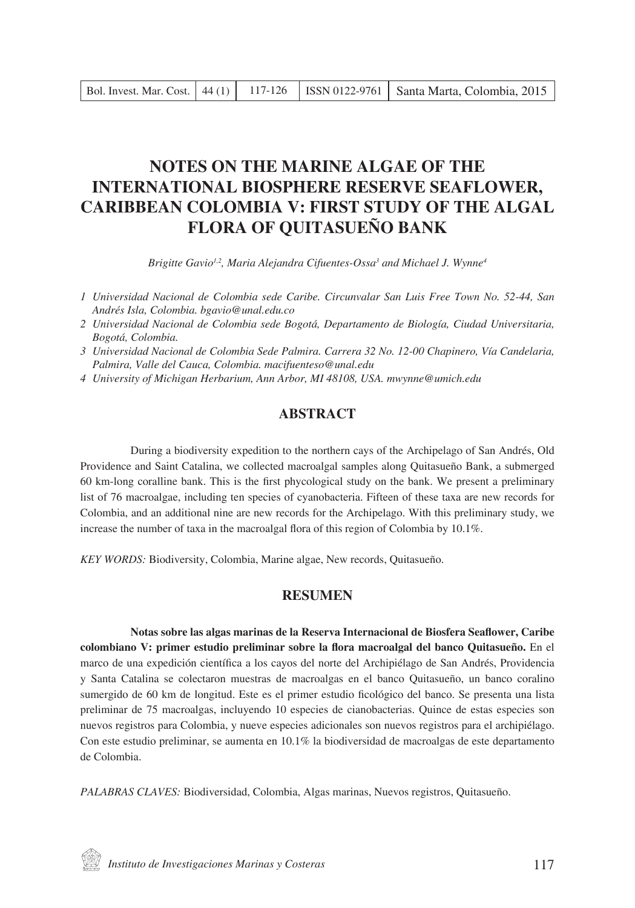# NOTES ON THE MARINE ALGAE OF THE INTERNATIONAL BIOSPHERE RESERVE SEAFLOWER, CARIBBEAN COLOMBIA V: FIRST STUDY OF THE ALGAL FLORA OF QUITASUEÑO BANK

*Brigitte Gavio[1,2], Maria Alejandra Cifuentes-Ossa[3] and Michael J. Wynne[4]*

1 *Universidad Nacional de Colombia sede Caribe. Circunvalar San Luis Free Town No. 52-44, San Andrés Isla, Colombia. bgavio@unal.edu.co*

2 *Universidad Nacional de Colombia sede Bogotá, Departamento de Biología, Ciudad Universitaria, Bogotá, Colombia.*

3 *Universidad Nacional de Colombia Sede Palmira. Carrera 32 No. 12-00 Chapinero, Vía Candelaria, Palmira, Valle del Cauca, Colombia. macifuenteso@unal.edu*

4 *University of Michigan Herbarium, Ann Arbor, MI 48108, USA. mwynne@umich.edu*

## ABSTRACT

During a biodiversity expedition to the northern cays of the Archipelago of San Andrés, Old Providence and Saint Catalina, we collected macroalgal samples along Quitasueño Bank, a submerged 60 km-long coralline bank. This is the first phycological study on the bank. We present a preliminary list of 76 macroalgae, including ten species of cyanobacteria. Fifteen of these taxa are new records for Colombia, and an additional nine are new records for the Archipelago. With this preliminary study, we increase the number of taxa in the macroalgal flora of this region of Colombia by 10.1%.

*KEY WORDS:* Biodiversity, Colombia, Marine algae, New records, Quitasueño.

## RESUMEN

**Notas sobre las algas marinas de la Reserva Internacional de Biosfera Seaflower, Caribe colombiano V: primer estudio preliminar sobre la flora macroalgal del banco Quitasueño.** En el marco de una expedición científica a los cayos del norte del Archipiélago de San Andrés, Providencia y Santa Catalina se colectaron muestras de macroalgas en el banco Quitasueño, un banco coralino sumergido de 60 km de longitud. Este es el primer estudio ficológico del banco. Se presenta una lista preliminar de 75 macroalgas, incluyendo 10 especies de cianobacterias. Quince de estas especies son nuevos registros para Colombia, y nueve especies adicionales son nuevos registros para el archipiélago. Con este estudio preliminar, se aumenta en 10.1% la biodiversidad de macroalgas de este departamento de Colombia.

*PALABRAS CLAVES:* Biodiversidad, Colombia, Algas marinas, Nuevos registros, Quitasueño.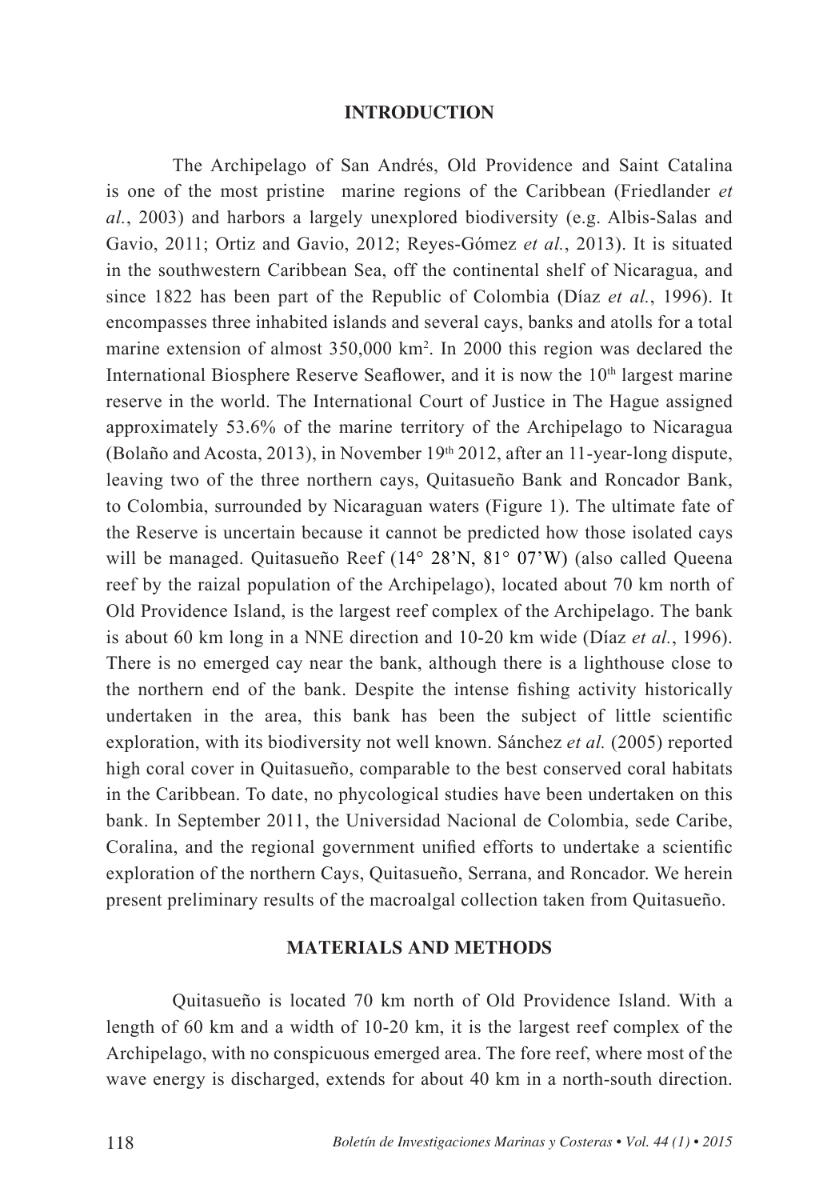## INTRODUCTION

The Archipelago of San Andrés, Old Providence and Saint Catalina is one of the most pristine marine regions of the Caribbean (Friedlander *et al.*, 2003) and harbors a largely unexplored biodiversity (e.g. Albis-Salas and Gavio, 2011; Ortiz and Gavio, 2012; Reyes-Gómez *et al.*, 2013). It is situated in the southwestern Caribbean Sea, off the continental shelf of Nicaragua, and since 1822 has been part of the Republic of Colombia (Díaz *et al.*, 1996). It encompasses three inhabited islands and several cays, banks and atolls for a total marine extension of almost 350,000 km$^2$. In 2000 this region was declared the International Biosphere Reserve Seaflower, and it is now the 10$^{th}$ largest marine reserve in the world. The International Court of Justice in The Hague assigned approximately 53.6% of the marine territory of the Archipelago to Nicaragua (Bolaño and Acosta, 2013), in November 19$^{th}$ 2012, after an 11-year-long dispute, leaving two of the three northern cays, Quitasueño Bank and Roncador Bank, to Colombia, surrounded by Nicaraguan waters (Figure 1). The ultimate fate of the Reserve is uncertain because it cannot be predicted how those isolated cays will be managed. Quitasueño Reef (14° 28'N, 81° 07'W) (also called Queena reef by the raizal population of the Archipelago), located about 70 km north of Old Providence Island, is the largest reef complex of the Archipelago. The bank is about 60 km long in a NNE direction and 10-20 km wide (Díaz *et al.*, 1996). There is no emerged cay near the bank, although there is a lighthouse close to the northern end of the bank. Despite the intense fishing activity historically undertaken in the area, this bank has been the subject of little scientific exploration, with its biodiversity not well known. Sánchez *et al.* (2005) reported high coral cover in Quitasueño, comparable to the best conserved coral habitats in the Caribbean. To date, no phycological studies have been undertaken on this bank. In September 2011, the Universidad Nacional de Colombia, sede Caribe, Coralina, and the regional government unified efforts to undertake a scientific exploration of the northern Cays, Quitasueño, Serrana, and Roncador. We herein present preliminary results of the macroalgal collection taken from Quitasueño.

## MATERIALS AND METHODS

Quitasueño is located 70 km north of Old Providence Island. With a length of 60 km and a width of 10-20 km, it is the largest reef complex of the Archipelago, with no conspicuous emerged area. The fore reef, where most of the wave energy is discharged, extends for about 40 km in a north-south direction.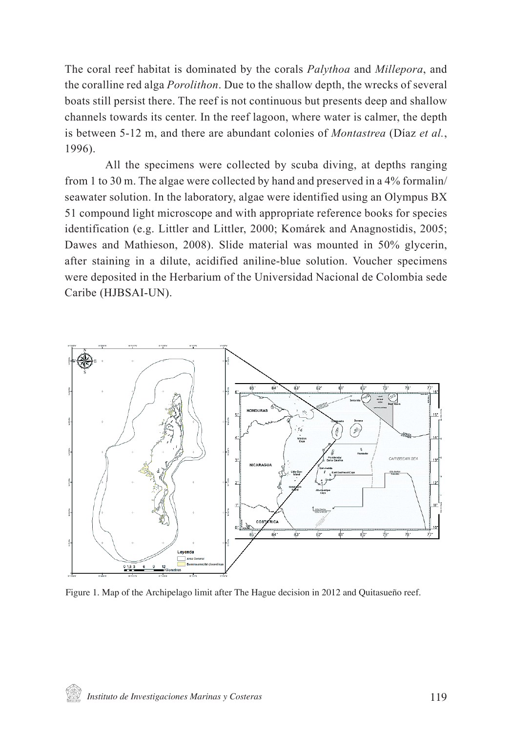The coral reef habitat is dominated by the corals *Palythoa* and *Millepora*, and the coralline red alga *Porolithon*. Due to the shallow depth, the wrecks of several boats still persist there. The reef is not continuous but presents deep and shallow channels towards its center. In the reef lagoon, where water is calmer, the depth is between 5-12 m, and there are abundant colonies of *Montastrea* (Díaz *et al.*, 1996).

All the specimens were collected by scuba diving, at depths ranging from 1 to 30 m. The algae were collected by hand and preserved in a 4% formalin/seawater solution. In the laboratory, algae were identified using an Olympus BX 51 compound light microscope and with appropriate reference books for species identification (e.g. Littler and Littler, 2000; Komárek and Anagnostidis, 2005; Dawes and Mathieson, 2008). Slide material was mounted in 50% glycerin, after staining in a dilute, acidified aniline-blue solution. Voucher specimens were deposited in the Herbarium of the Universidad Nacional de Colombia sede Caribe (HJBSAI-UN).

Figure 1. Map of the Archipelago limit after The Hague decision in 2012 and Quitasueño reef.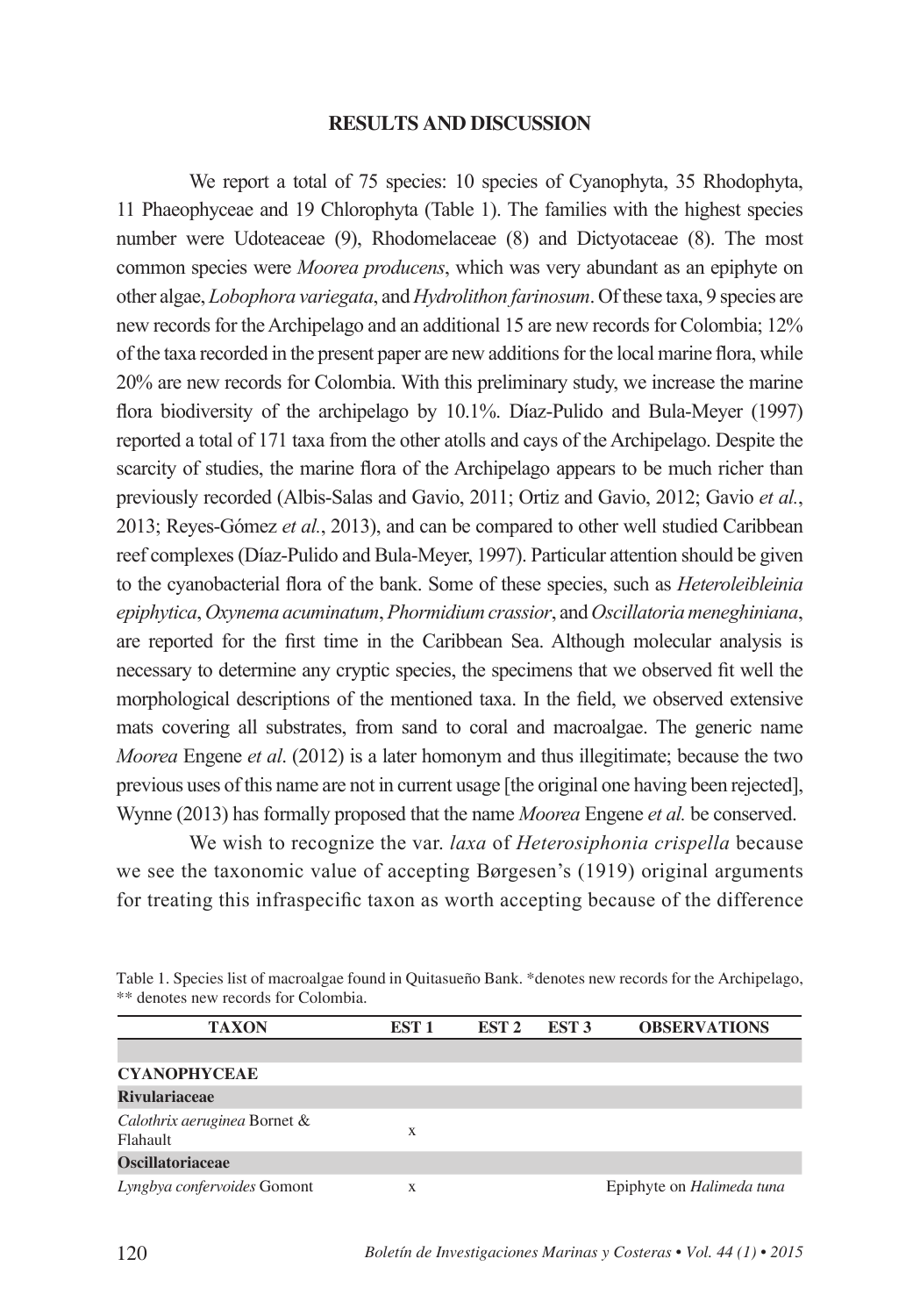## RESULTS AND DISCUSSION

We report a total of 75 species: 10 species of Cyanophyta, 35 Rhodophyta, 11 Phaeophyceae and 19 Chlorophyta (Table 1). The families with the highest species number were Udoteaceae (9), Rhodomelaceae (8) and Dictyotaceae (8). The most common species were *Moorea producens*, which was very abundant as an epiphyte on other algae, *Lobophora variegata*, and *Hydrolithon farinosum*. Of these taxa, 9 species are new records for the Archipelago and an additional 15 are new records for Colombia; 12% of the taxa recorded in the present paper are new additions for the local marine flora, while 20% are new records for Colombia. With this preliminary study, we increase the marine flora biodiversity of the archipelago by 10.1%. Díaz-Pulido and Bula-Meyer (1997) reported a total of 171 taxa from the other atolls and cays of the Archipelago. Despite the scarcity of studies, the marine flora of the Archipelago appears to be much richer than previously recorded (Albis-Salas and Gavio, 2011; Ortiz and Gavio, 2012; Gavio *et al.*, 2013; Reyes-Gómez *et al.*, 2013), and can be compared to other well studied Caribbean reef complexes (Díaz-Pulido and Bula-Meyer, 1997). Particular attention should be given to the cyanobacterial flora of the bank. Some of these species, such as *Heteroleibleinia epiphytica*, *Oxynema acuminatum*, *Phormidium crassior*, and *Oscillatoria meneghiniana*, are reported for the first time in the Caribbean Sea. Although molecular analysis is necessary to determine any cryptic species, the specimens that we observed fit well the morphological descriptions of the mentioned taxa. In the field, we observed extensive mats covering all substrates, from sand to coral and macroalgae. The generic name *Moorea* Engene *et al*. (2012) is a later homonym and thus illegitimate; because the two previous uses of this name are not in current usage [the original one having been rejected], Wynne (2013) has formally proposed that the name *Moorea* Engene *et al.* be conserved.

We wish to recognize the var. *laxa* of *Heterosiphonia crispella* because we see the taxonomic value of accepting Børgesen's (1919) original arguments for treating this infraspecific taxon as worth accepting because of the difference

Table 1. Species list of macroalgae found in Quitasueño Bank. *denotes new records for the Archipelago, ** denotes new records for Colombia.

| TAXON | EST 1 | EST 2 | EST 3 | OBSERVATIONS |
|---|---|---|---|---|
| | | | | |
| **CYANOPHYCEAE** | | | | |
| **Rivulariaceae** | | | | |
| *Calothrix aeruginea* Bornet & Flahault | x | | | |
| **Oscillatoriaceae** | | | | |
| *Lyngbya confervoides* Gomont | x | | | Epiphyte on *Halimeda tuna* |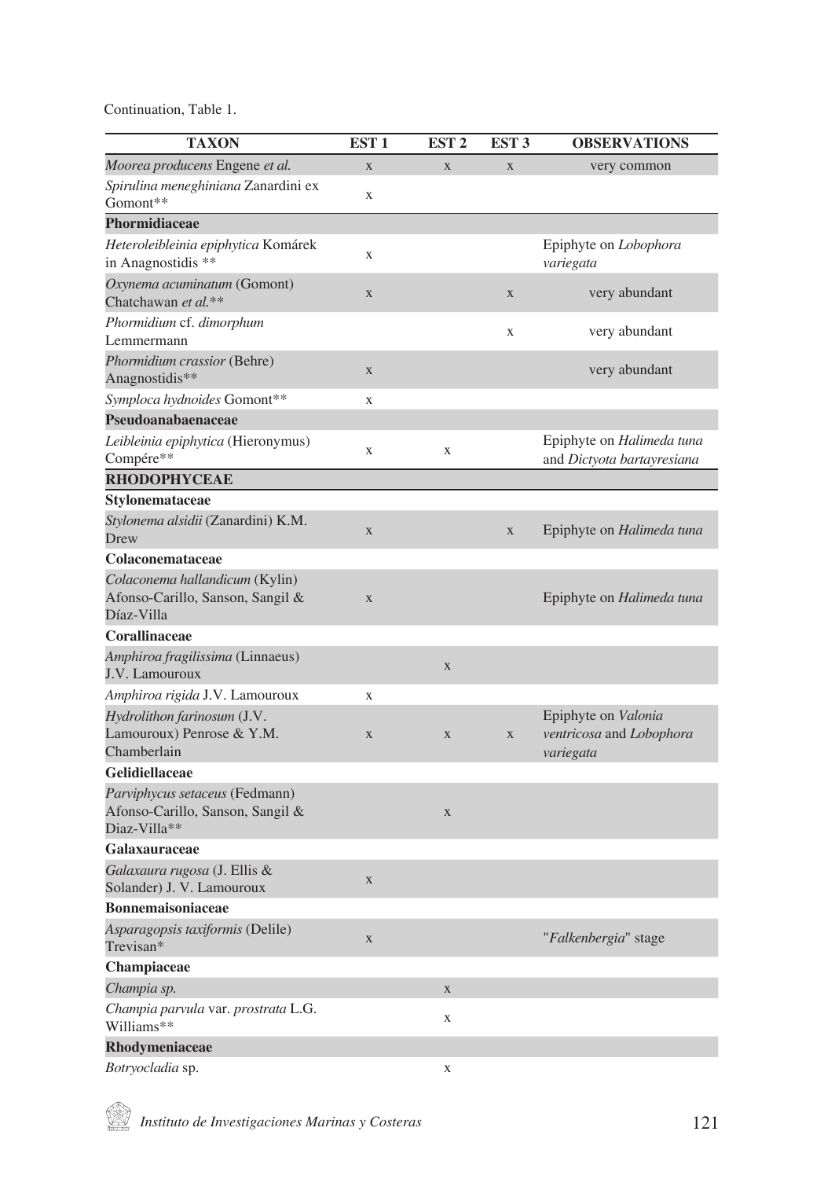Continuation, Table 1.

| TAXON | EST 1 | EST 2 | EST 3 | OBSERVATIONS |
|---|---|---|---|---|
| *Moorea producens* Engene *et al.* | x | x | x | very common |
| *Spirulina meneghiniana* Zanardini ex Gomont** | x | | | |
| **Phormidiaceae** | | | | |
| *Heteroleibleinia epiphytica* Komárek in Anagnostidis ** | x | | | Epiphyte on *Lobophora variegata* |
| *Oxynema acuminatum* (Gomont) Chatchawan *et al.*** | x | | x | very abundant |
| *Phormidium* cf. *dimorphum* Lemmermann | | | x | very abundant |
| *Phormidium crassior* (Behre) Anagnostidis** | x | | | very abundant |
| *Symploca hydnoides* Gomont** | x | | | |
| **Pseudoanabaenaceae** | | | | |
| *Leibleinia epiphytica* (Hieronymus) Compére** | x | x | | Epiphyte on *Halimeda tuna* and *Dictyota bartayresiana* |
| **RHODOPHYCEAE** | | | | |
| **Stylonemataceae** | | | | |
| *Stylonema alsidii* (Zanardini) K.M. Drew | x | | x | Epiphyte on *Halimeda tuna* |
| **Colaconemataceae** | | | | |
| *Colaconema hallandicum* (Kylin) Afonso-Carillo, Sanson, Sangil & Díaz-Villa | x | | | Epiphyte on *Halimeda tuna* |
| **Corallinaceae** | | | | |
| *Amphiroa fragilissima* (Linnaeus) J.V. Lamouroux | | x | | |
| *Amphiroa rigida* J.V. Lamouroux | x | | | |
| *Hydrolithon farinosum* (J.V. Lamouroux) Penrose & Y.M. Chamberlain | x | x | x | Epiphyte on *Valonia ventricosa* and *Lobophora variegata* |
| **Gelidiellaceae** | | | | |
| *Parviphycus setaceus* (Fedmann) Afonso-Carillo, Sanson, Sangil & Diaz-Villa** | | x | | |
| **Galaxauraceae** | | | | |
| *Galaxaura rugosa* (J. Ellis & Solander) J. V. Lamouroux | x | | | |
| **Bonnemaisoniaceae** | | | | |
| *Asparagopsis taxiformis* (Delile) Trevisan* | x | | | "*Falkenbergia*" stage |
| **Champiaceae** | | | | |
| *Champia sp.* | | x | | |
| *Champia parvula* var. *prostrata* L.G. Williams** | | x | | |
| **Rhodymeniaceae** | | | | |
| *Botryocladia* sp. | | x | | |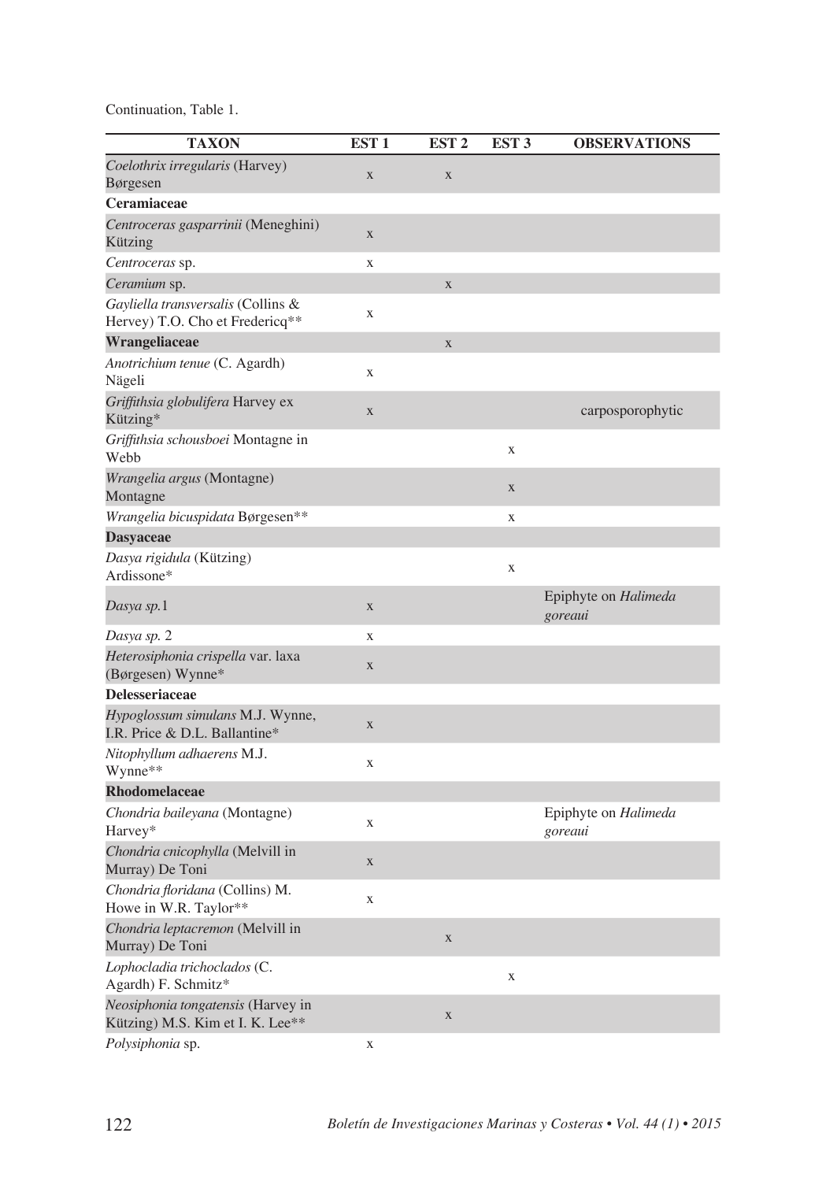Continuation, Table 1.

| TAXON | EST 1 | EST 2 | EST 3 | OBSERVATIONS |
|---|---|---|---|---|
| *Coelothrix irregularis* (Harvey) Børgesen | x | x | | |
| **Ceramiaceae** | | | | |
| *Centroceras gasparrinii* (Meneghini) Kützing | x | | | |
| *Centroceras* sp. | x | | | |
| *Ceramium* sp. | | x | | |
| *Gayliella transversalis* (Collins & Hervey) T.O. Cho et Fredericq** | x | | | |
| **Wrangeliaceae** | | x | | |
| *Anotrichium tenue* (C. Agardh) Nägeli | x | | | |
| *Griffithsia globulifera* Harvey ex Kützing* | x | | | carposporophytic |
| *Griffithsia schousboei* Montagne in Webb | | | x | |
| *Wrangelia argus* (Montagne) Montagne | | | x | |
| *Wrangelia bicuspidata* Børgesen** | | | x | |
| **Dasyaceae** | | | | |
| *Dasya rigidula* (Kützing) Ardissone* | | | x | |
| *Dasya sp.*1 | x | | | Epiphyte on *Halimeda goreaui* |
| *Dasya sp.* 2 | x | | | |
| *Heterosiphonia crispella* var. laxa (Børgesen) Wynne* | x | | | |
| **Delesseriaceae** | | | | |
| *Hypoglossum simulans* M.J. Wynne, I.R. Price & D.L. Ballantine* | x | | | |
| *Nitophyllum adhaerens* M.J. Wynne** | x | | | |
| **Rhodomelaceae** | | | | |
| *Chondria baileyana* (Montagne) Harvey* | x | | | Epiphyte on *Halimeda goreaui* |
| *Chondria cnicophylla* (Melvill in Murray) De Toni | x | | | |
| *Chondria floridana* (Collins) M. Howe in W.R. Taylor** | x | | | |
| *Chondria leptacremon* (Melvill in Murray) De Toni | | x | | |
| *Lophocladia trichoclados* (C. Agardh) F. Schmitz* | | | x | |
| *Neosiphonia tongatensis* (Harvey in Kützing) M.S. Kim et I. K. Lee** | | x | | |
| *Polysiphonia* sp. | x | | | |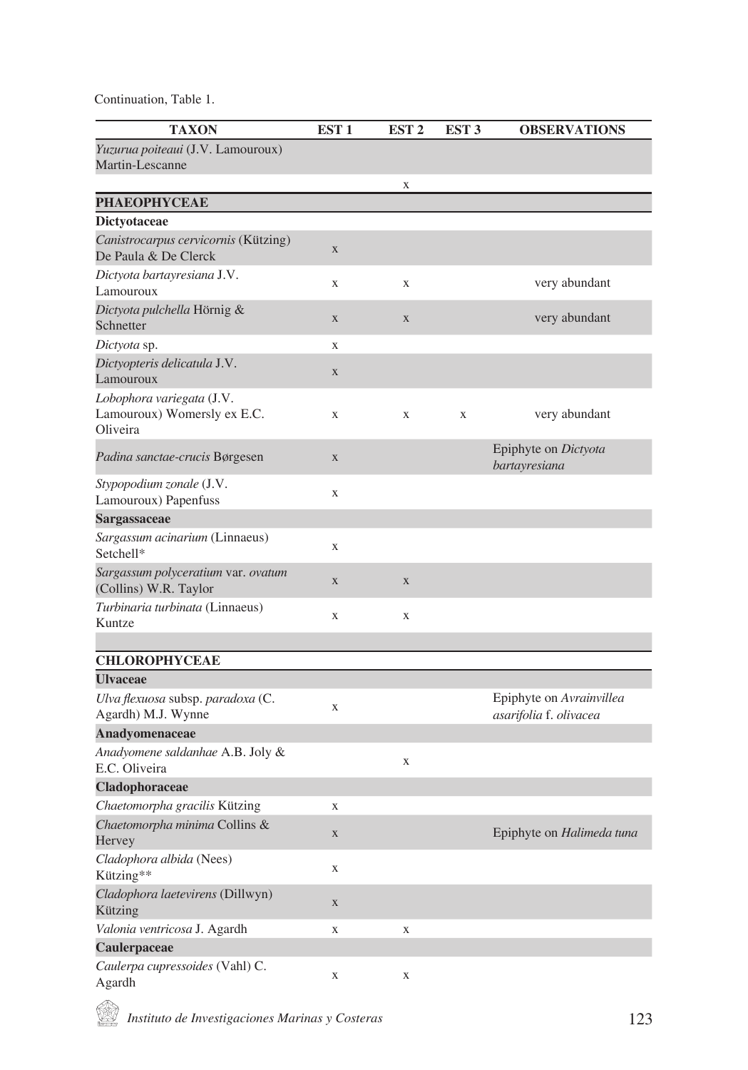Continuation, Table 1.

| TAXON | EST 1 | EST 2 | EST 3 | OBSERVATIONS |
|---|---|---|---|---|
| *Yuzurua poiteaui* (J.V. Lamouroux) Martin-Lescanne | | x | | |
| **PHAEOPHYCEAE** | | | | |
| **Dictyotaceae** | | | | |
| *Canistrocarpus cervicornis* (Kützing) De Paula & De Clerck | x | | | |
| *Dictyota bartayresiana* J.V. Lamouroux | x | x | | very abundant |
| *Dictyota pulchella* Hörnig & Schnetter | x | x | | very abundant |
| *Dictyota* sp. | x | | | |
| *Dictyopteris delicatula* J.V. Lamouroux | x | | | |
| *Lobophora variegata* (J.V. Lamouroux) Womersly ex E.C. Oliveira | x | x | x | very abundant |
| *Padina sanctae-crucis* Børgesen | x | | | Epiphyte on *Dictyota bartayresiana* |
| *Stypopodium zonale* (J.V. Lamouroux) Papenfuss | x | | | |
| **Sargassaceae** | | | | |
| *Sargassum acinarium* (Linnaeus) Setchell* | x | | | |
| *Sargassum polyceratium* var. *ovatum* (Collins) W.R. Taylor | x | x | | |
| *Turbinaria turbinata* (Linnaeus) Kuntze | x | x | | |
| **CHLOROPHYCEAE** | | | | |
| **Ulvaceae** | | | | |
| *Ulva flexuosa* subsp. *paradoxa* (C. Agardh) M.J. Wynne | x | | | Epiphyte on *Avrainvillea asarifolia* f. *olivacea* |
| **Anadyomenaceae** | | | | |
| *Anadyomene saldanhae* A.B. Joly & E.C. Oliveira | | x | | |
| **Cladophoraceae** | | | | |
| *Chaetomorpha gracilis* Kützing | x | | | |
| *Chaetomorpha minima* Collins & Hervey | x | | | Epiphyte on *Halimeda tuna* |
| *Cladophora albida* (Nees) Kützing** | x | | | |
| *Cladophora laetevirens* (Dillwyn) Kützing | x | | | |
| *Valonia ventricosa* J. Agardh | x | x | | |
| **Caulerpaceae** | | | | |
| *Caulerpa cupressoides* (Vahl) C. Agardh | x | x | | |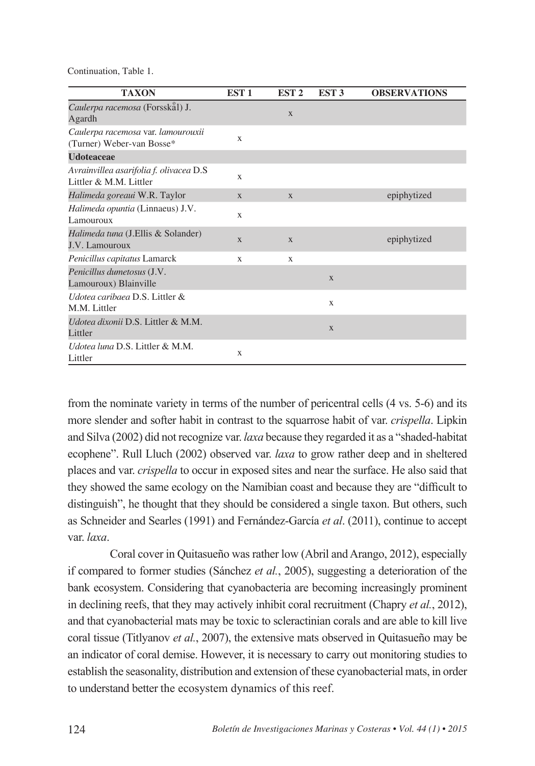Continuation, Table 1.

| TAXON | EST 1 | EST 2 | EST 3 | OBSERVATIONS |
|---|---|---|---|---|
| *Caulerpa racemosa* (Forsskål) J. Agardh | | x | | |
| *Caulerpa racemosa* var. *lamourouxii* (Turner) Weber-van Bosse* | x | | | |
| **Udoteaceae** | | | | |
| *Avrainvillea asarifolia f. olivacea* D.S Littler & M.M. Littler | x | | | |
| *Halimeda goreaui* W.R. Taylor | x | x | | epiphytized |
| *Halimeda opuntia* (Linnaeus) J.V. Lamouroux | x | | | |
| *Halimeda tuna* (J.Ellis & Solander) J.V. Lamouroux | x | x | | epiphytized |
| *Penicillus capitatus* Lamarck | x | x | | |
| *Penicillus dumetosus* (J.V. Lamouroux) Blainville | | | x | |
| *Udotea caribaea* D.S. Littler & M.M. Littler | | | x | |
| *Udotea dixonii* D.S. Littler & M.M. Littler | | | x | |
| *Udotea luna* D.S. Littler & M.M. Littler | x | | | |

from the nominate variety in terms of the number of pericentral cells (4 vs. 5-6) and its more slender and softer habit in contrast to the squarrose habit of var. *crispella*. Lipkin and Silva (2002) did not recognize var. *laxa* because they regarded it as a "shaded-habitat ecophene". Rull Lluch (2002) observed var. *laxa* to grow rather deep and in sheltered places and var. *crispella* to occur in exposed sites and near the surface. He also said that they showed the same ecology on the Namibian coast and because they are "difficult to distinguish", he thought that they should be considered a single taxon. But others, such as Schneider and Searles (1991) and Fernández-García *et al*. (2011), continue to accept var. *laxa*.

Coral cover in Quitasueño was rather low (Abril and Arango, 2012), especially if compared to former studies (Sánchez *et al.*, 2005), suggesting a deterioration of the bank ecosystem. Considering that cyanobacteria are becoming increasingly prominent in declining reefs, that they may actively inhibit coral recruitment (Chapry *et al.*, 2012), and that cyanobacterial mats may be toxic to scleractinian corals and are able to kill live coral tissue (Titlyanov *et al.*, 2007), the extensive mats observed in Quitasueño may be an indicator of coral demise. However, it is necessary to carry out monitoring studies to establish the seasonality, distribution and extension of these cyanobacterial mats, in order to understand better the ecosystem dynamics of this reef.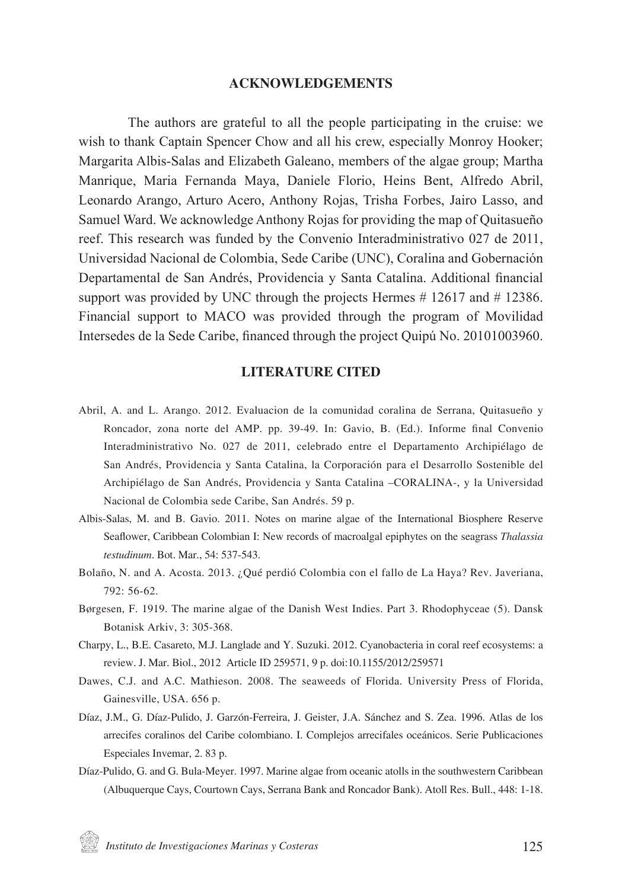## ACKNOWLEDGEMENTS

The authors are grateful to all the people participating in the cruise: we wish to thank Captain Spencer Chow and all his crew, especially Monroy Hooker; Margarita Albis-Salas and Elizabeth Galeano, members of the algae group; Martha Manrique, Maria Fernanda Maya, Daniele Florio, Heins Bent, Alfredo Abril, Leonardo Arango, Arturo Acero, Anthony Rojas, Trisha Forbes, Jairo Lasso, and Samuel Ward. We acknowledge Anthony Rojas for providing the map of Quitasueño reef. This research was funded by the Convenio Interadministrativo 027 de 2011, Universidad Nacional de Colombia, Sede Caribe (UNC), Coralina and Gobernación Departamental de San Andrés, Providencia y Santa Catalina. Additional financial support was provided by UNC through the projects Hermes # 12617 and # 12386. Financial support to MACO was provided through the program of Movilidad Intersedes de la Sede Caribe, financed through the project Quipú No. 20101003960.

## LITERATURE CITED

Abril, A. and L. Arango. 2012. Evaluacion de la comunidad coralina de Serrana, Quitasueño y Roncador, zona norte del AMP. pp. 39-49. In: Gavio, B. (Ed.). Informe final Convenio Interadministrativo No. 027 de 2011, celebrado entre el Departamento Archipiélago de San Andrés, Providencia y Santa Catalina, la Corporación para el Desarrollo Sostenible del Archipiélago de San Andrés, Providencia y Santa Catalina –CORALINA-, y la Universidad Nacional de Colombia sede Caribe, San Andrés. 59 p.

Albis-Salas, M. and B. Gavio. 2011. Notes on marine algae of the International Biosphere Reserve Seaflower, Caribbean Colombian I: New records of macroalgal epiphytes on the seagrass *Thalassia testudinum*. Bot. Mar., 54: 537-543.

Bolaño, N. and A. Acosta. 2013. ¿Qué perdió Colombia con el fallo de La Haya? Rev. Javeriana, 792: 56-62.

Børgesen, F. 1919. The marine algae of the Danish West Indies. Part 3. Rhodophyceae (5). Dansk Botanisk Arkiv, 3: 305-368.

Charpy, L., B.E. Casareto, M.J. Langlade and Y. Suzuki. 2012. Cyanobacteria in coral reef ecosystems: a review. J. Mar. Biol., 2012 Article ID 259571, 9 p. doi:10.1155/2012/259571

Dawes, C.J. and A.C. Mathieson. 2008. The seaweeds of Florida. University Press of Florida, Gainesville, USA. 656 p.

Díaz, J.M., G. Díaz-Pulido, J. Garzón-Ferreira, J. Geister, J.A. Sánchez and S. Zea. 1996. Atlas de los arrecifes coralinos del Caribe colombiano. I. Complejos arrecifales oceánicos. Serie Publicaciones Especiales Invemar, 2. 83 p.

Díaz-Pulido, G. and G. Bula-Meyer. 1997. Marine algae from oceanic atolls in the southwestern Caribbean (Albuquerque Cays, Courtown Cays, Serrana Bank and Roncador Bank). Atoll Res. Bull., 448: 1-18.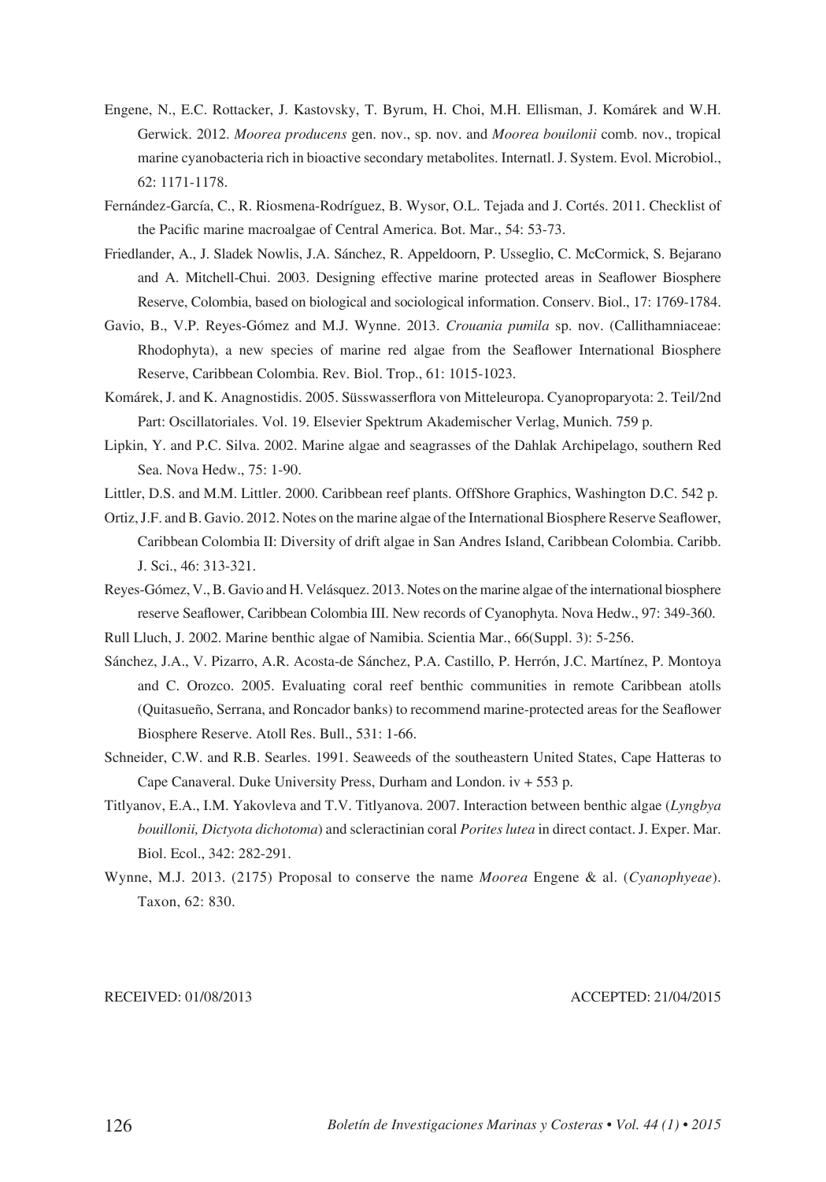Engene, N., E.C. Rottacker, J. Kastovsky, T. Byrum, H. Choi, M.H. Ellisman, J. Komárek and W.H. Gerwick. 2012. *Moorea producens* gen. nov., sp. nov. and *Moorea bouilonii* comb. nov., tropical marine cyanobacteria rich in bioactive secondary metabolites. Internatl. J. System. Evol. Microbiol., 62: 1171-1178.

Fernández-García, C., R. Riosmena-Rodríguez, B. Wysor, O.L. Tejada and J. Cortés. 2011. Checklist of the Pacific marine macroalgae of Central America. Bot. Mar., 54: 53-73.

Friedlander, A., J. Sladek Nowlis, J.A. Sánchez, R. Appeldoorn, P. Usseglio, C. McCormick, S. Bejarano and A. Mitchell-Chui. 2003. Designing effective marine protected areas in Seaflower Biosphere Reserve, Colombia, based on biological and sociological information. Conserv. Biol., 17: 1769-1784.

Gavio, B., V.P. Reyes-Gómez and M.J. Wynne. 2013. *Crouania pumila* sp. nov. (Callithamniaceae: Rhodophyta), a new species of marine red algae from the Seaflower International Biosphere Reserve, Caribbean Colombia. Rev. Biol. Trop., 61: 1015-1023.

Komárek, J. and K. Anagnostidis. 2005. Süsswasserflora von Mitteleuropa. Cyanoproparyota: 2. Teil/2nd Part: Oscillatoriales. Vol. 19. Elsevier Spektrum Akademischer Verlag, Munich. 759 p.

Lipkin, Y. and P.C. Silva. 2002. Marine algae and seagrasses of the Dahlak Archipelago, southern Red Sea. Nova Hedw., 75: 1-90.

Littler, D.S. and M.M. Littler. 2000. Caribbean reef plants. OffShore Graphics, Washington D.C. 542 p.

Ortiz, J.F. and B. Gavio. 2012. Notes on the marine algae of the International Biosphere Reserve Seaflower, Caribbean Colombia II: Diversity of drift algae in San Andres Island, Caribbean Colombia. Caribb. J. Sci., 46: 313-321.

Reyes-Gómez, V., B. Gavio and H. Velásquez. 2013. Notes on the marine algae of the international biosphere reserve Seaflower, Caribbean Colombia III. New records of Cyanophyta. Nova Hedw., 97: 349-360.

Rull Lluch, J. 2002. Marine benthic algae of Namibia. Scientia Mar., 66(Suppl. 3): 5-256.

Sánchez, J.A., V. Pizarro, A.R. Acosta-de Sánchez, P.A. Castillo, P. Herrón, J.C. Martínez, P. Montoya and C. Orozco. 2005. Evaluating coral reef benthic communities in remote Caribbean atolls (Quitasueño, Serrana, and Roncador banks) to recommend marine-protected areas for the Seaflower Biosphere Reserve. Atoll Res. Bull., 531: 1-66.

Schneider, C.W. and R.B. Searles. 1991. Seaweeds of the southeastern United States, Cape Hatteras to Cape Canaveral. Duke University Press, Durham and London. iv + 553 p.

Titlyanov, E.A., I.M. Yakovleva and T.V. Titlyanova. 2007. Interaction between benthic algae (*Lyngbya bouillonii, Dictyota dichotoma*) and scleractinian coral *Porites lutea* in direct contact. J. Exper. Mar. Biol. Ecol., 342: 282-291.

Wynne, M.J. 2013. (2175) Proposal to conserve the name *Moorea* Engene & al. (*Cyanophyeae*). Taxon, 62: 830.

RECEIVED: 01/08/2013 ACCEPTED: 21/04/2015